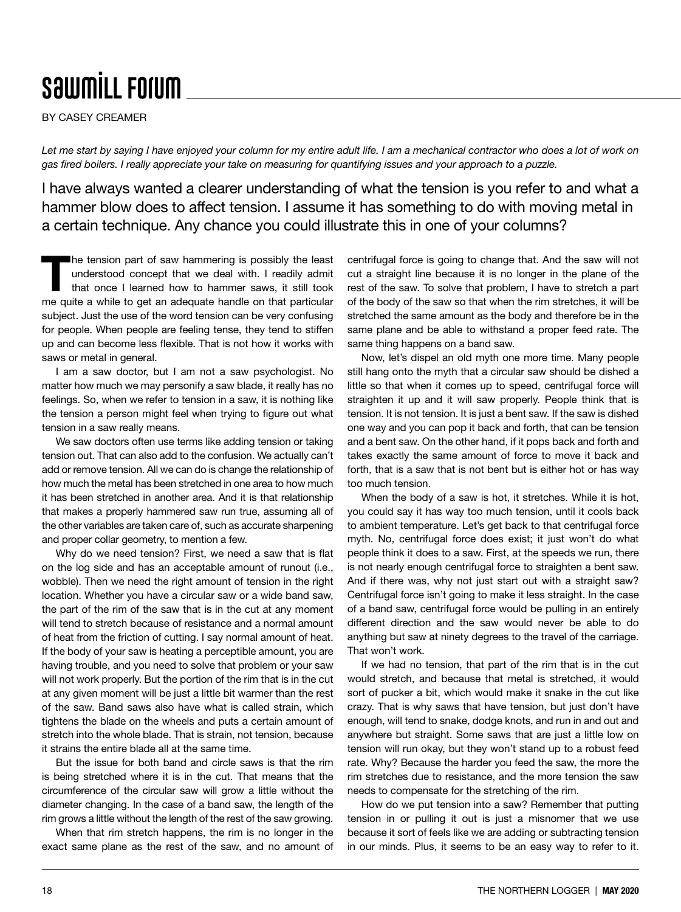# Sawmill Forum

BY CASEY CREAMER

*Let me start by saying I have enjoyed your column for my entire adult life. I am a mechanical contractor who does a lot of work on gas fired boilers. I really appreciate your take on measuring for quantifying issues and your approach to a puzzle.*

## I have always wanted a clearer understanding of what the tension is you refer to and what a hammer blow does to affect tension. I assume it has something to do with moving metal in a certain technique. Any chance you could illustrate this in one of your columns?

The tension part of saw hammering is possibly the least understood concept that we deal with. I readily admit that once I learned how to hammer saws, it still took me quite a while to get an adequate handle on that particular subject. Just the use of the word tension can be very confusing for people. When people are feeling tense, they tend to stiffen up and can become less flexible. That is not how it works with saws or metal in general.

I am a saw doctor, but I am not a saw psychologist. No matter how much we may personify a saw blade, it really has no feelings. So, when we refer to tension in a saw, it is nothing like the tension a person might feel when trying to figure out what tension in a saw really means.

We saw doctors often use terms like adding tension or taking tension out. That can also add to the confusion. We actually can't add or remove tension. All we can do is change the relationship of how much the metal has been stretched in one area to how much it has been stretched in another area. And it is that relationship that makes a properly hammered saw run true, assuming all of the other variables are taken care of, such as accurate sharpening and proper collar geometry, to mention a few.

Why do we need tension? First, we need a saw that is flat on the log side and has an acceptable amount of runout (i.e., wobble). Then we need the right amount of tension in the right location. Whether you have a circular saw or a wide band saw, the part of the rim of the saw that is in the cut at any moment will tend to stretch because of resistance and a normal amount of heat from the friction of cutting. I say normal amount of heat. If the body of your saw is heating a perceptible amount, you are having trouble, and you need to solve that problem or your saw will not work properly. But the portion of the rim that is in the cut at any given moment will be just a little bit warmer than the rest of the saw. Band saws also have what is called strain, which tightens the blade on the wheels and puts a certain amount of stretch into the whole blade. That is strain, not tension, because it strains the entire blade all at the same time.

But the issue for both band and circle saws is that the rim is being stretched where it is in the cut. That means that the circumference of the circular saw will grow a little without the diameter changing. In the case of a band saw, the length of the rim grows a little without the length of the rest of the saw growing.

When that rim stretch happens, the rim is no longer in the exact same plane as the rest of the saw, and no amount of centrifugal force is going to change that. And the saw will not cut a straight line because it is no longer in the plane of the rest of the saw. To solve that problem, I have to stretch a part of the body of the saw so that when the rim stretches, it will be stretched the same amount as the body and therefore be in the same plane and be able to withstand a proper feed rate. The same thing happens on a band saw.

Now, let's dispel an old myth one more time. Many people still hang onto the myth that a circular saw should be dished a little so that when it comes up to speed, centrifugal force will straighten it up and it will saw properly. People think that is tension. It is not tension. It is just a bent saw. If the saw is dished one way and you can pop it back and forth, that can be tension and a bent saw. On the other hand, if it pops back and forth and takes exactly the same amount of force to move it back and forth, that is a saw that is not bent but is either hot or has way too much tension.

When the body of a saw is hot, it stretches. While it is hot, you could say it has way too much tension, until it cools back to ambient temperature. Let's get back to that centrifugal force myth. No, centrifugal force does exist; it just won't do what people think it does to a saw. First, at the speeds we run, there is not nearly enough centrifugal force to straighten a bent saw. And if there was, why not just start out with a straight saw? Centrifugal force isn't going to make it less straight. In the case of a band saw, centrifugal force would be pulling in an entirely different direction and the saw would never be able to do anything but saw at ninety degrees to the travel of the carriage. That won't work.

If we had no tension, that part of the rim that is in the cut would stretch, and because that metal is stretched, it would sort of pucker a bit, which would make it snake in the cut like crazy. That is why saws that have tension, but just don't have enough, will tend to snake, dodge knots, and run in and out and anywhere but straight. Some saws that are just a little low on tension will run okay, but they won't stand up to a robust feed rate. Why? Because the harder you feed the saw, the more the rim stretches due to resistance, and the more tension the saw needs to compensate for the stretching of the rim.

How do we put tension into a saw? Remember that putting tension in or pulling it out is just a misnomer that we use because it sort of feels like we are adding or subtracting tension in our minds. Plus, it seems to be an easy way to refer to it.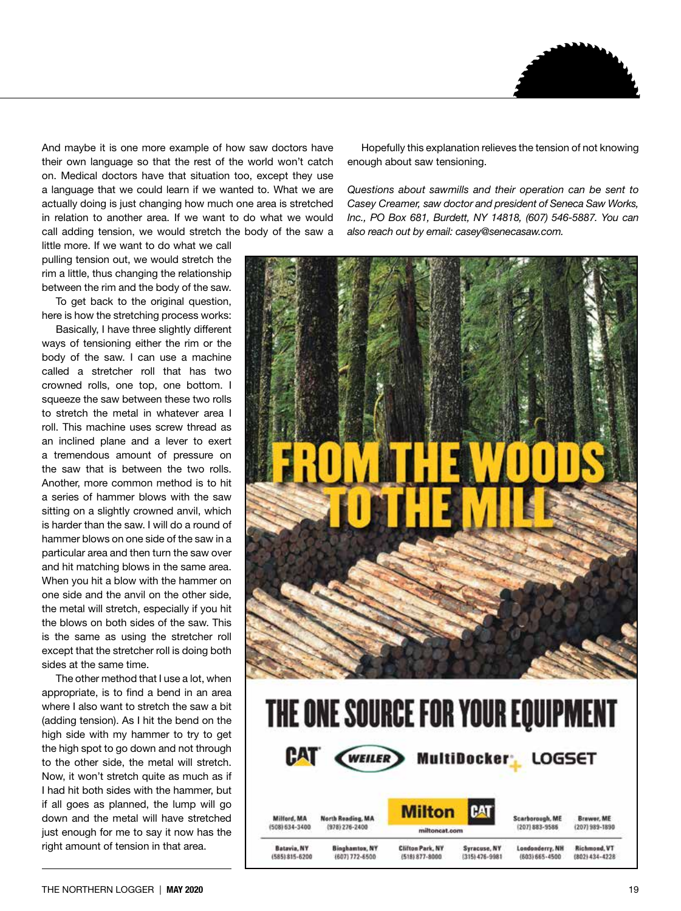And maybe it is one more example of how saw doctors have their own language so that the rest of the world won't catch on. Medical doctors have that situation too, except they use a language that we could learn if we wanted to. What we are actually doing is just changing how much one area is stretched in relation to another area. If we want to do what we would call adding tension, we would stretch the body of the saw a little more. If we want to do what we call pulling tension out, we would stretch the rim a little, thus changing the relationship between the rim and the body of the saw.

To get back to the original question, here is how the stretching process works:

Basically, I have three slightly different ways of tensioning either the rim or the body of the saw. I can use a machine called a stretcher roll that has two crowned rolls, one top, one bottom. I squeeze the saw between these two rolls to stretch the metal in whatever area I roll. This machine uses screw thread as an inclined plane and a lever to exert a tremendous amount of pressure on the saw that is between the two rolls. Another, more common method is to hit a series of hammer blows with the saw sitting on a slightly crowned anvil, which is harder than the saw. I will do a round of hammer blows on one side of the saw in a particular area and then turn the saw over and hit matching blows in the same area. When you hit a blow with the hammer on one side and the anvil on the other side, the metal will stretch, especially if you hit the blows on both sides of the saw. This is the same as using the stretcher roll except that the stretcher roll is doing both sides at the same time.

The other method that I use a lot, when appropriate, is to find a bend in an area where I also want to stretch the saw a bit (adding tension). As I hit the bend on the high side with my hammer to try to get the high spot to go down and not through to the other side, the metal will stretch. Now, it won't stretch quite as much as if I had hit both sides with the hammer, but if all goes as planned, the lump will go down and the metal will have stretched just enough for me to say it now has the right amount of tension in that area.

Hopefully this explanation relieves the tension of not knowing enough about saw tensioning.

*Questions about sawmills and their operation can be sent to Casey Creamer, saw doctor and president of Seneca Saw Works, Inc., PO Box 681, Burdett, NY 14818, (607) 546-5887. You can also reach out by email: casey@senecasaw.com.*

FROM THE WOODS TO THE MILL

THE ONE SOURCE FOR YOUR EQUIPMENT

CAT WEILER MultiDocker LOGSET

Milton CAT
miltoncat.com

Milford, MA (508) 634-3400
North Reading, MA (978) 276-2400
Scarborough, ME (207) 883-9586
Brewer, ME (207) 989-1890
Batavia, NY (585) 815-6200
Binghamton, NY (607) 772-6500
Clifton Park, NY (518) 877-8000
Syracuse, NY (315) 476-9981
Londonderry, NH (603) 665-4500
Richmond, VT (802) 434-4228